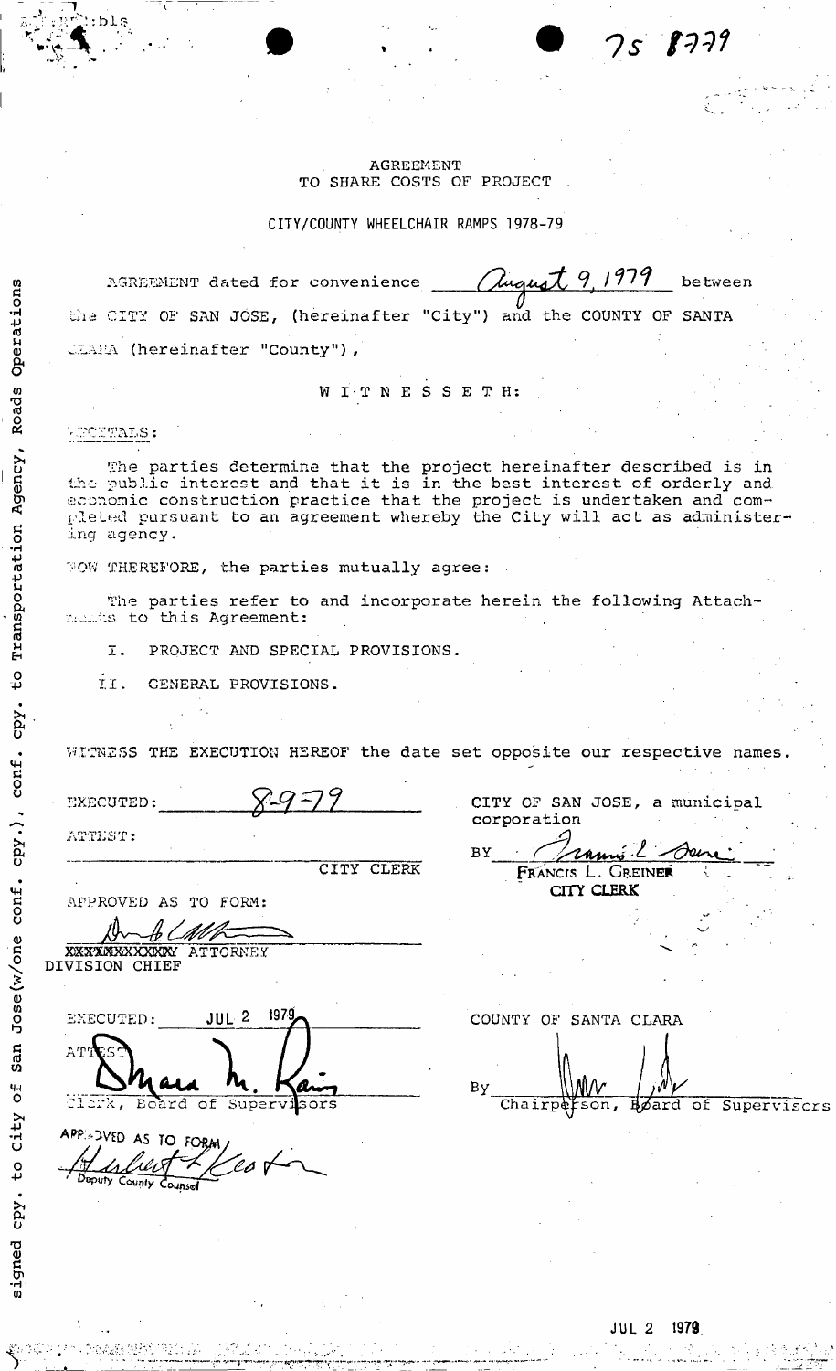75 8779

# AGREEMENT
## TO SHARE COSTS OF PROJECT

## CITY/COUNTY WHEELCHAIR RAMPS 1978-79

AGREEMENT dated for convenience August 9, 1979 between the CITY OF SAN JOSE, (hereinafter "City") and the COUNTY OF SANTA CLARA (hereinafter "County"),

W I T N E S S E T H:

RECITALS:

The parties determine that the project hereinafter described is in the public interest and that it is in the best interest of orderly and economic construction practice that the project is undertaken and completed pursuant to an agreement whereby the City will act as administering agency.

NOW THEREFORE, the parties mutually agree:

The parties refer to and incorporate herein the following Attachments to this Agreement:

I. PROJECT AND SPECIAL PROVISIONS.

II. GENERAL PROVISIONS.

WITNESS THE EXECUTION HEREOF the date set opposite our respective names.

EXECUTED: 8-9-79

ATTEST:

_______________ CITY CLERK

APPROVED AS TO FORM:

XXXXXXXXXXXX ATTORNEY
DIVISION CHIEF

CITY OF SAN JOSE, a municipal corporation

BY _______________
FRANCIS L. GREINER
CITY CLERK

EXECUTED: JUL 2 1979

ATTEST

Clerk, Board of Supervisors

APPROVED AS TO FORM

Deputy County Counsel

COUNTY OF SANTA CLARA

By _______________
Chairperson, Board of Supervisors

JUL 2 1979

signed cpy. to City of San Jose(w/one conf. cpy.), conf. cpy. to Transportation Agency, Roads Operations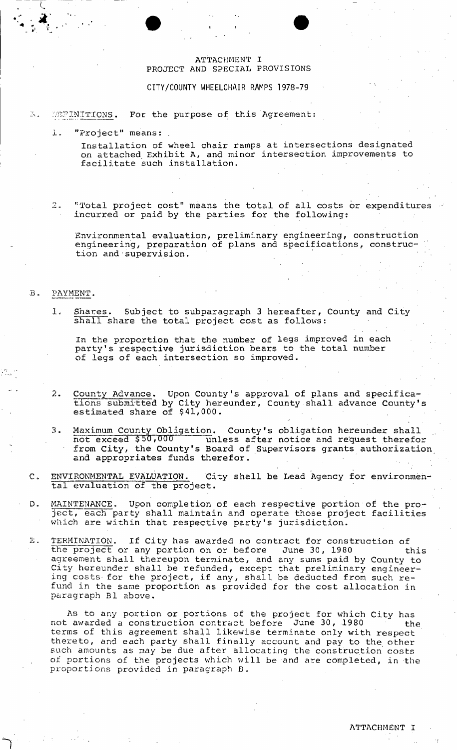ATTACHMENT I
PROJECT AND SPECIAL PROVISIONS

CITY/COUNTY WHEELCHAIR RAMPS 1978-79

A. DEFINITIONS. For the purpose of this Agreement:

1. "Project" means:

   Installation of wheel chair ramps at intersections designated on attached Exhibit A, and minor intersection improvements to facilitate such installation.

2. "Total project cost" means the total of all costs or expenditures incurred or paid by the parties for the following:

   Environmental evaluation, preliminary engineering, construction engineering, preparation of plans and specifications, construction and supervision.

B. PAYMENT.

1. Shares. Subject to subparagraph 3 hereafter, County and City shall share the total project cost as follows:

   In the proportion that the number of legs improved in each party's respective jurisdiction bears to the total number of legs of each intersection so improved.

2. County Advance. Upon County's approval of plans and specifications submitted by City hereunder, County shall advance County's estimated share of $41,000.

3. Maximum County Obligation. County's obligation hereunder shall not exceed $50,000 unless after notice and request therefor from City, the County's Board of Supervisors grants authorization and appropriates funds therefor.

C. ENVIRONMENTAL EVALUATION. City shall be Lead Agency for environmental evaluation of the project.

D. MAINTENANCE. Upon completion of each respective portion of the project, each party shall maintain and operate those project facilities which are within that respective party's jurisdiction.

E. TERMINATION. If City has awarded no contract for construction of the project or any portion on or before June 30, 1980 this agreement shall thereupon terminate, and any sums paid by County to City hereunder shall be refunded, except that preliminary engineering costs for the project, if any, shall be deducted from such refund in the same proportion as provided for the cost allocation in paragraph B1 above.

As to any portion or portions of the project for which City has not awarded a construction contract before June 30, 1980 the terms of this agreement shall likewise terminate only with respect thereto, and each party shall finally account and pay to the other such amounts as may be due after allocating the construction costs of portions of the projects which will be and are completed, in the proportions provided in paragraph B.

ATTACHMENT I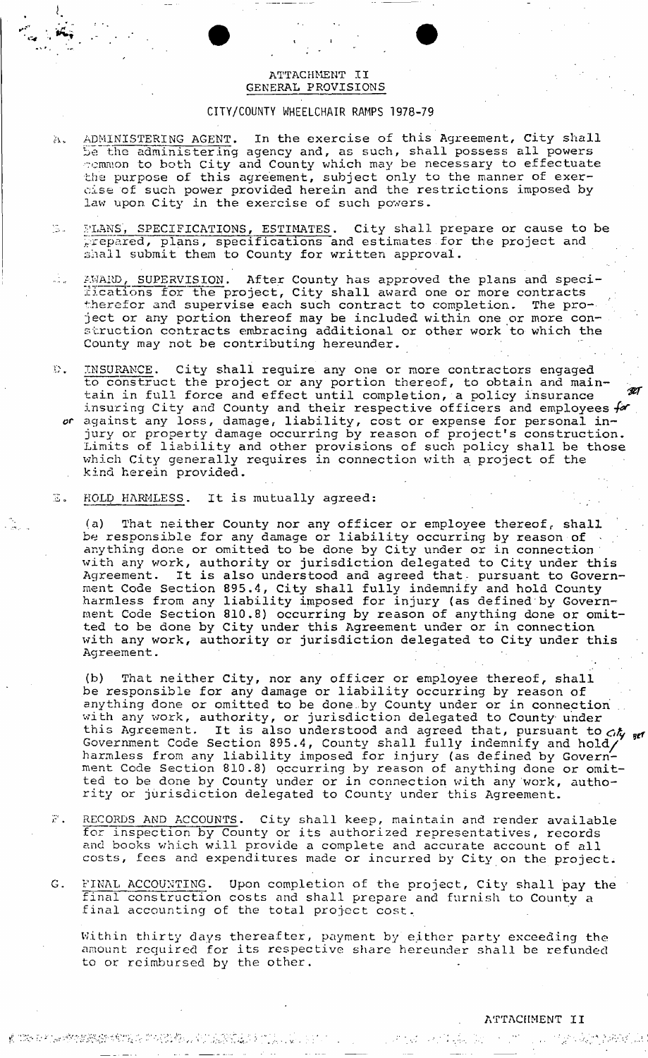# ATTACHMENT II
# GENERAL PROVISIONS

## CITY/COUNTY WHEELCHAIR RAMPS 1978-79

A. ADMINISTERING AGENT. In the exercise of this Agreement, City shall be the administering agency and, as such, shall possess all powers common to both City and County which may be necessary to effectuate the purpose of this agreement, subject only to the manner of exercise of such power provided herein and the restrictions imposed by law upon City in the exercise of such powers.

B. PLANS, SPECIFICATIONS, ESTIMATES. City shall prepare or cause to be prepared, plans, specifications and estimates for the project and shall submit them to County for written approval.

C. AWARD, SUPERVISION. After County has approved the plans and specifications for the project, City shall award one or more contracts therefor and supervise each such contract to completion. The project or any portion thereof may be included within one or more construction contracts embracing additional or other work to which the County may not be contributing hereunder.

D. INSURANCE. City shall require any one or more contractors engaged to construct the project or any portion thereof, to obtain and maintain in full force and effect until completion, a policy insurance insuring City and County and their respective officers and employees for or against any loss, damage, liability, cost or expense for personal injury or property damage occurring by reason of project's construction. Limits of liability and other provisions of such policy shall be those which City generally requires in connection with a project of the kind herein provided.

E. HOLD HARMLESS. It is mutually agreed:

(a) That neither County nor any officer or employee thereof, shall be responsible for any damage or liability occurring by reason of anything done or omitted to be done by City under or in connection with any work, authority or jurisdiction delegated to City under this Agreement. It is also understood and agreed that pursuant to Government Code Section 895.4, City shall fully indemnify and hold County harmless from any liability imposed for injury (as defined by Government Code Section 810.8) occurring by reason of anything done or omitted to be done by City under this Agreement under or in connection with any work, authority or jurisdiction delegated to City under this Agreement.

(b) That neither City, nor any officer or employee thereof, shall be responsible for any damage or liability occurring by reason of anything done or omitted to be done by County under or in connection with any work, authority, or jurisdiction delegated to County under this Agreement. It is also understood and agreed that, pursuant to Government Code Section 895.4, County shall fully indemnify and hold City harmless from any liability imposed for injury (as defined by Government Code Section 810.8) occurring by reason of anything done or omitted to be done by County under or in connection with any work, authority or jurisdiction delegated to County under this Agreement.

F. RECORDS AND ACCOUNTS. City shall keep, maintain and render available for inspection by County or its authorized representatives, records and books which will provide a complete and accurate account of all costs, fees and expenditures made or incurred by City on the project.

G. FINAL ACCOUNTING. Upon completion of the project, City shall pay the final construction costs and shall prepare and furnish to County a final accounting of the total project cost.

Within thirty days thereafter, payment by either party exceeding the amount required for its respective share hereunder shall be refunded to or reimbursed by the other.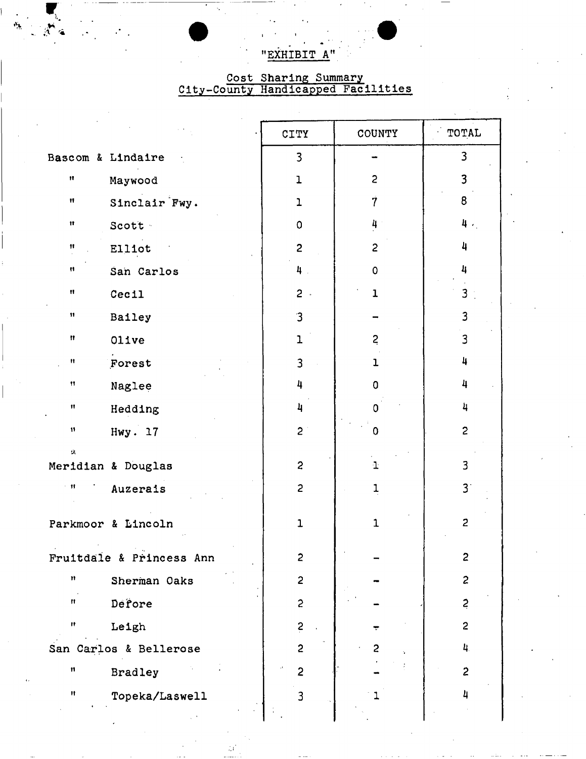"EXHIBIT A"

Cost Sharing Summary
City-County Handicapped Facilities

| | CITY | COUNTY | TOTAL |
|---|---|---|---|
| Bascom & Lindaire | 3 | – | 3 |
| " Maywood | 1 | 2 | 3 |
| " Sinclair Fwy. | 1 | 7 | 8 |
| " Scott | 0 | 4 | 4 |
| " Elliot | 2 | 2 | 4 |
| " San Carlos | 4 | 0 | 4 |
| " Cecil | 2 | 1 | 3 |
| " Bailey | 3 | – | 3 |
| " Olive | 1 | 2 | 3 |
| " Forest | 3 | 1 | 4 |
| " Naglee | 4 | 0 | 4 |
| " Hedding | 4 | 0 | 4 |
| " Hwy. 17 | 2 | 0 | 2 |
| Meridian & Douglas | 2 | 1 | 3 |
| " Auzerais | 2 | 1 | 3 |
| Parkmoor & Lincoln | 1 | 1 | 2 |
| Fruitdale & Princess Ann | 2 | – | 2 |
| " Sherman Oaks | 2 | – | 2 |
| " Defore | 2 | – | 2 |
| " Leigh | 2 | – | 2 |
| San Carlos & Bellerose | 2 | 2 | 4 |
| " Bradley | 2 | – | 2 |
| " Topeka/Laswell | 3 | 1 | 4 |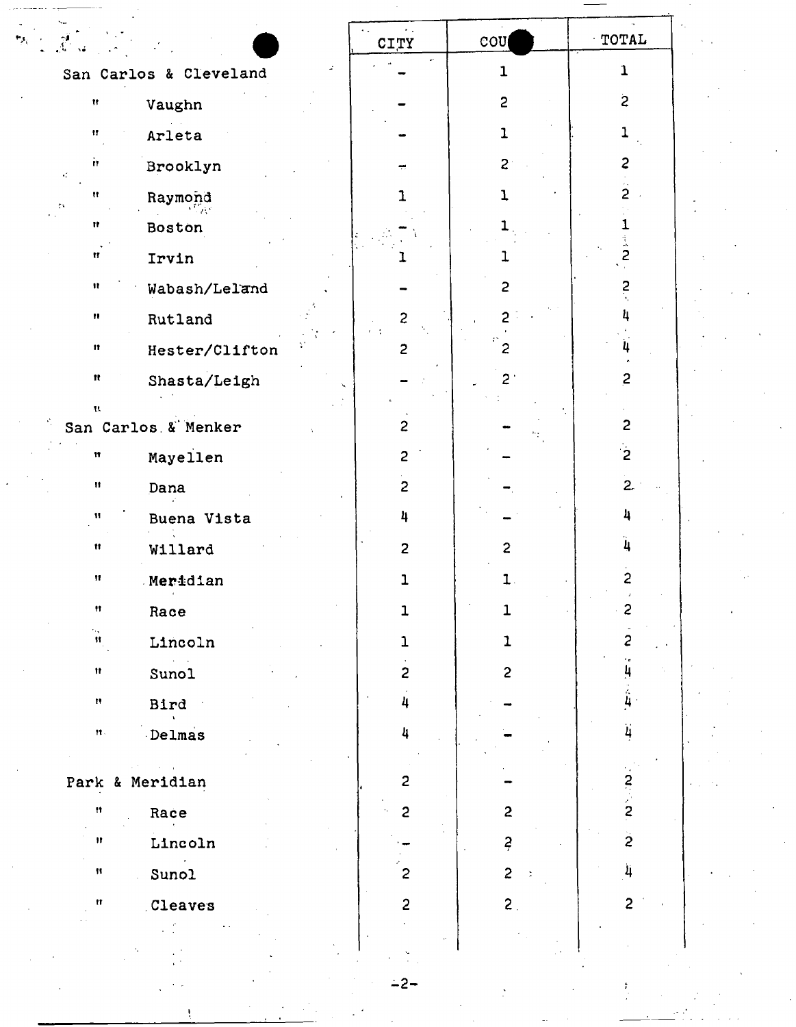| | CITY | COUNTY | TOTAL |
|---|---|---|---|
| San Carlos & Cleveland | - | 1 | 1 |
| " Vaughn | - | 2 | 2 |
| " Arleta | - | 1 | 1 |
| " Brooklyn | - | 2 | 2 |
| " Raymond | 1 | 1 | 2 |
| " Boston | - | 1 | 1 |
| " Irvin | 1 | 1 | 2 |
| " Wabash/Leland | - | 2 | 2 |
| " Rutland | 2 | 2 | 4 |
| " Hester/Clifton | 2 | 2 | 4 |
| " Shasta/Leigh | - | 2 | 2 |
| " | | | |
| San Carlos & Menker | 2 | - | 2 |
| " Mayellen | 2 | - | 2 |
| " Dana | 2 | - | 2 |
| " Buena Vista | 4 | - | 4 |
| " Willard | 2 | 2 | 4 |
| " Meridian | 1 | 1 | 2 |
| " Race | 1 | 1 | 2 |
| " Lincoln | 1 | 1 | 2 |
| " Sunol | 2 | 2 | 4 |
| " Bird | 4 | - | 4 |
| " Delmas | 4 | - | 4 |
| | | | |
| Park & Meridian | 2 | - | 2 |
| " Race | 2 | 2 | 2 |
| " Lincoln | - | 2 | 2 |
| " Sunol | 2 | 2 | 4 |
| " Cleaves | 2 | 2 | 2 |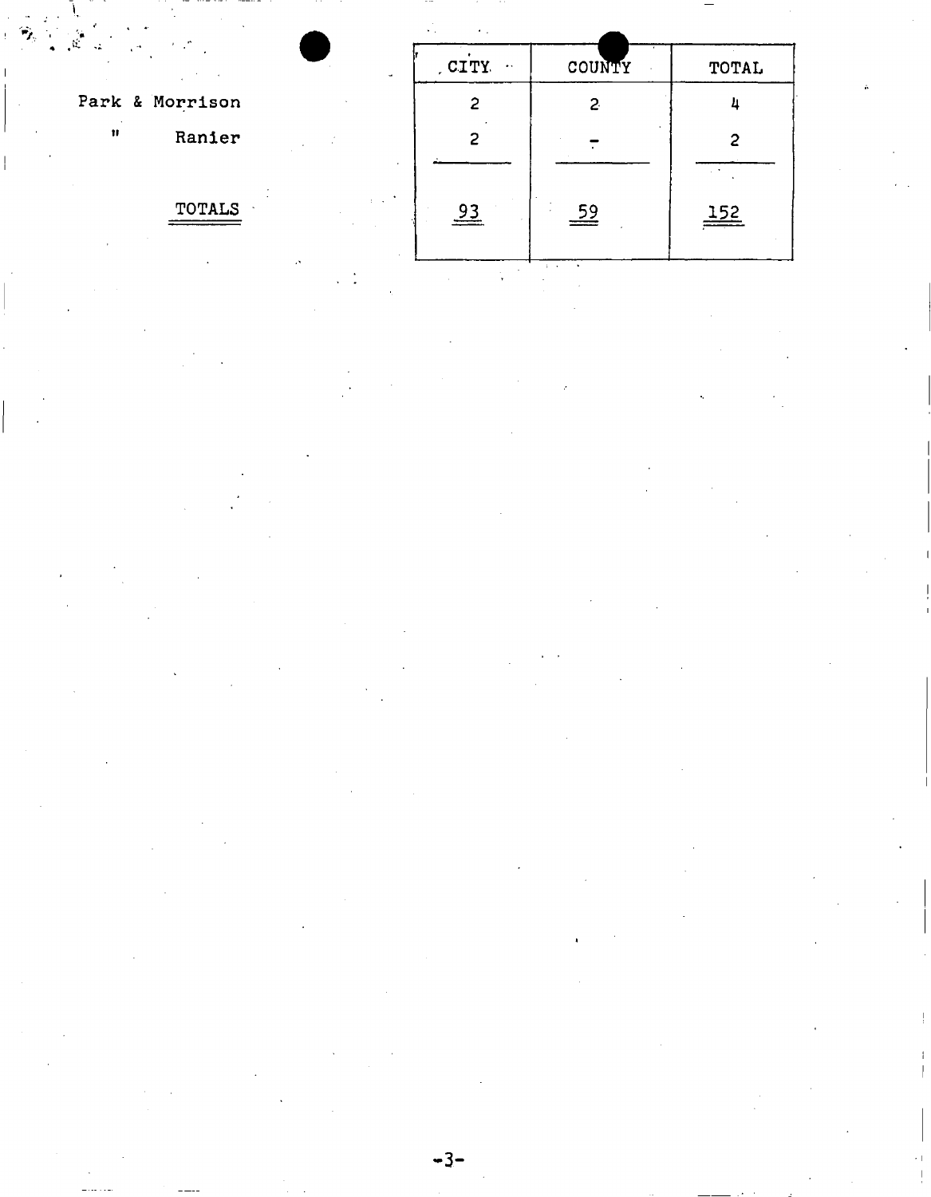| | CITY | COUNTY | TOTAL |
|---|---|---|---|
| Park & Morrison | 2 | 2 | 4 |
| " Ranier | 2 | - | 2 |
| TOTALS | 93 | 59 | 152 |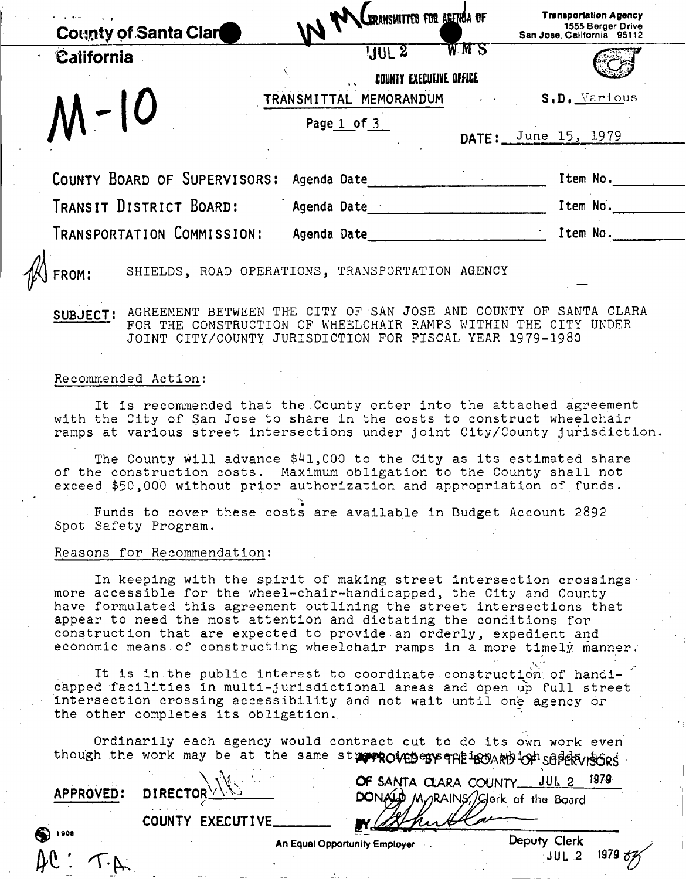County of Santa Clara
California

TRANSMITTED FOR AGENDA OF
JUL 2
COUNTY EXECUTIVE OFFICE

Transportation Agency
1555 Berger Drive
San Jose, California 95112

M-10

TRANSMITTAL MEMORANDUM

Page 1 of 3

S.D. Various

DATE: June 15, 1979

COUNTY BOARD OF SUPERVISORS: Agenda Date__________ Item No.______

TRANSIT DISTRICT BOARD: Agenda Date__________ Item No.______

TRANSPORTATION COMMISSION: Agenda Date__________ Item No.______

FROM: SHIELDS, ROAD OPERATIONS, TRANSPORTATION AGENCY

SUBJECT: AGREEMENT BETWEEN THE CITY OF SAN JOSE AND COUNTY OF SANTA CLARA FOR THE CONSTRUCTION OF WHEELCHAIR RAMPS WITHIN THE CITY UNDER JOINT CITY/COUNTY JURISDICTION FOR FISCAL YEAR 1979-1980

Recommended Action:

It is recommended that the County enter into the attached agreement with the City of San Jose to share in the costs to construct wheelchair ramps at various street intersections under joint City/County jurisdiction.

The County will advance $41,000 to the City as its estimated share of the construction costs. Maximum obligation to the County shall not exceed $50,000 without prior authorization and appropriation of funds.

Funds to cover these costs are available in Budget Account 2892 Spot Safety Program.

Reasons for Recommendation:

In keeping with the spirit of making street intersection crossings more accessible for the wheel-chair-handicapped, the City and County have formulated this agreement outlining the street intersections that appear to need the most attention and dictating the conditions for construction that are expected to provide an orderly, expedient and economic means of constructing wheelchair ramps in a more timely manner.

It is in the public interest to coordinate construction of handicapped facilities in multi-jurisdictional areas and open up full street intersection crossing accessibility and not wait until one agency or the other completes its obligation.

Ordinarily each agency would contract out to do its own work even though the work may be at the same street intersection which adds to

APPROVED: DIRECTOR__________

COUNTY EXECUTIVE__________

APPROVED BY THE BOARD OF SUPERVISORS OF SANTA CLARA COUNTY JUL 2 1979
DONALD M. RAINS, Clerk of the Board
BY__________
Deputy Clerk
JUL 2 1979

An Equal Opportunity Employer

AC: T.A.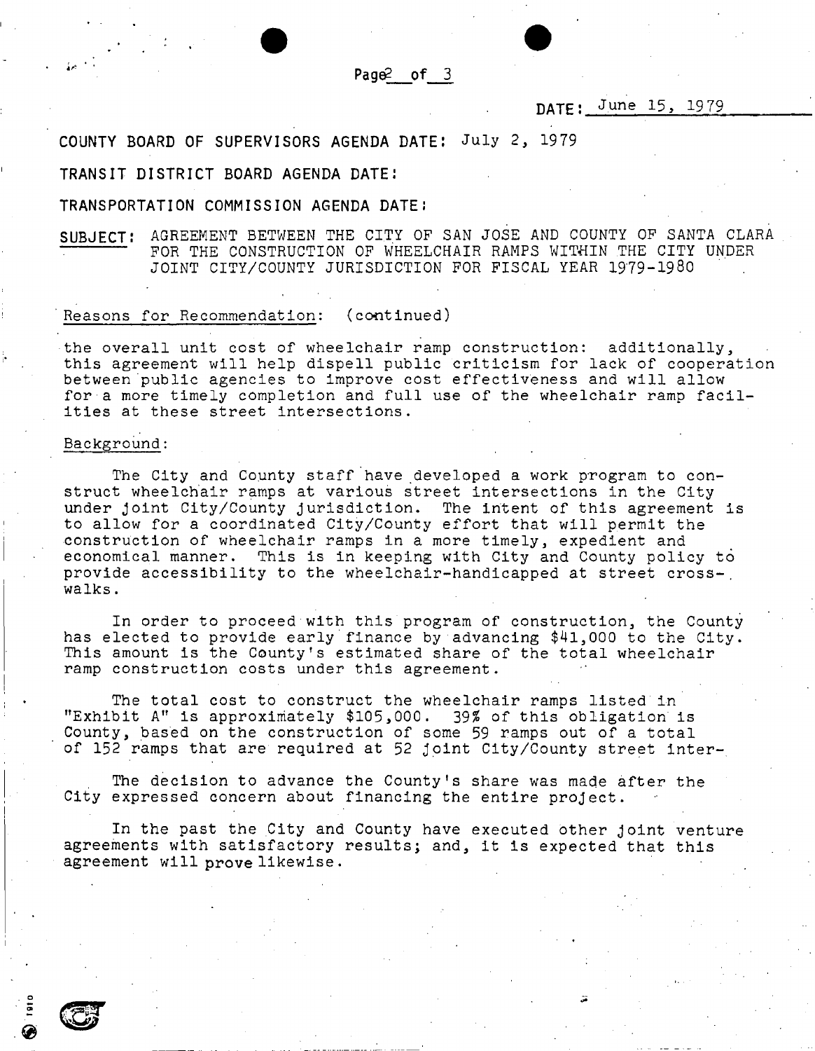DATE: June 15, 1979

COUNTY BOARD OF SUPERVISORS AGENDA DATE: July 2, 1979

TRANSIT DISTRICT BOARD AGENDA DATE:

TRANSPORTATION COMMISSION AGENDA DATE:

SUBJECT: AGREEMENT BETWEEN THE CITY OF SAN JOSE AND COUNTY OF SANTA CLARA FOR THE CONSTRUCTION OF WHEELCHAIR RAMPS WITHIN THE CITY UNDER JOINT CITY/COUNTY JURISDICTION FOR FISCAL YEAR 1979-1980

Reasons for Recommendation: (continued)

the overall unit cost of wheelchair ramp construction: additionally, this agreement will help dispell public criticism for lack of cooperation between public agencies to improve cost effectiveness and will allow for a more timely completion and full use of the wheelchair ramp facilities at these street intersections.

Background:

The City and County staff have developed a work program to construct wheelchair ramps at various street intersections in the City under joint City/County jurisdiction. The intent of this agreement is to allow for a coordinated City/County effort that will permit the construction of wheelchair ramps in a more timely, expedient and economical manner. This is in keeping with City and County policy to provide accessibility to the wheelchair-handicapped at street crosswalks.

In order to proceed with this program of construction, the County has elected to provide early finance by advancing $41,000 to the City. This amount is the County's estimated share of the total wheelchair ramp construction costs under this agreement.

The total cost to construct the wheelchair ramps listed in "Exhibit A" is approximately $105,000. 39% of this obligation is County, based on the construction of some 59 ramps out of a total of 152 ramps that are required at 52 joint City/County street inter-

The decision to advance the County's share was made after the City expressed concern about financing the entire project.

In the past the City and County have executed other joint venture agreements with satisfactory results; and, it is expected that this agreement will prove likewise.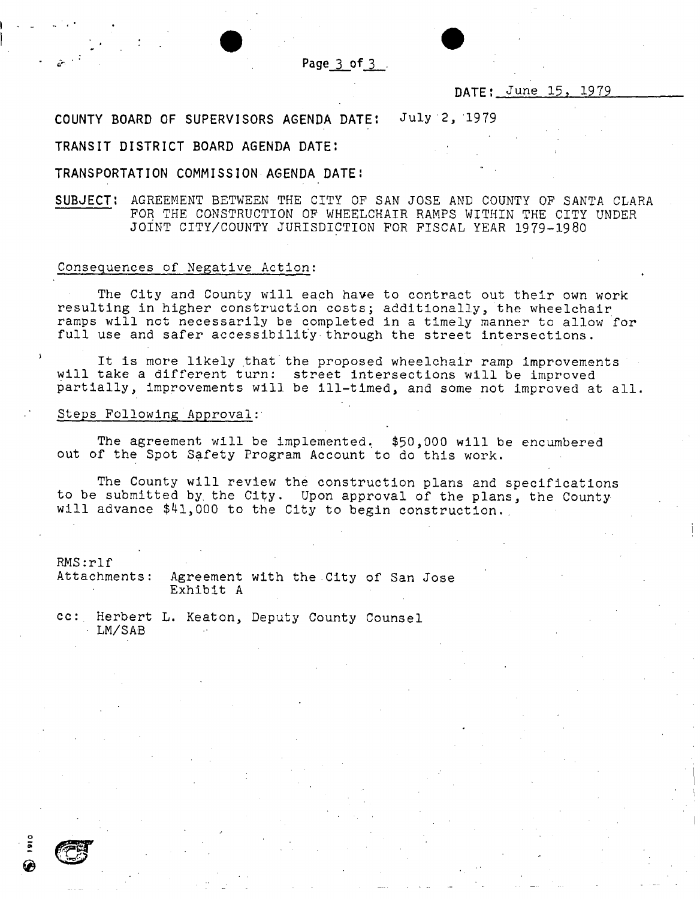DATE: June 15, 1979

COUNTY BOARD OF SUPERVISORS AGENDA DATE: July 2, 1979

TRANSIT DISTRICT BOARD AGENDA DATE:

TRANSPORTATION COMMISSION AGENDA DATE:

**SUBJECT:** AGREEMENT BETWEEN THE CITY OF SAN JOSE AND COUNTY OF SANTA CLARA FOR THE CONSTRUCTION OF WHEELCHAIR RAMPS WITHIN THE CITY UNDER JOINT CITY/COUNTY JURISDICTION FOR FISCAL YEAR 1979-1980

Consequences of Negative Action:

The City and County will each have to contract out their own work resulting in higher construction costs; additionally, the wheelchair ramps will not necessarily be completed in a timely manner to allow for full use and safer accessibility through the street intersections.

It is more likely that the proposed wheelchair ramp improvements will take a different turn: street intersections will be improved partially, improvements will be ill-timed, and some not improved at all.

Steps Following Approval:

The agreement will be implemented. $50,000 will be encumbered out of the Spot Safety Program Account to do this work.

The County will review the construction plans and specifications to be submitted by the City. Upon approval of the plans, the County will advance $41,000 to the City to begin construction.

RMS:rlf

Attachments: Agreement with the City of San Jose
Exhibit A

cc: Herbert L. Keaton, Deputy County Counsel
LM/SAB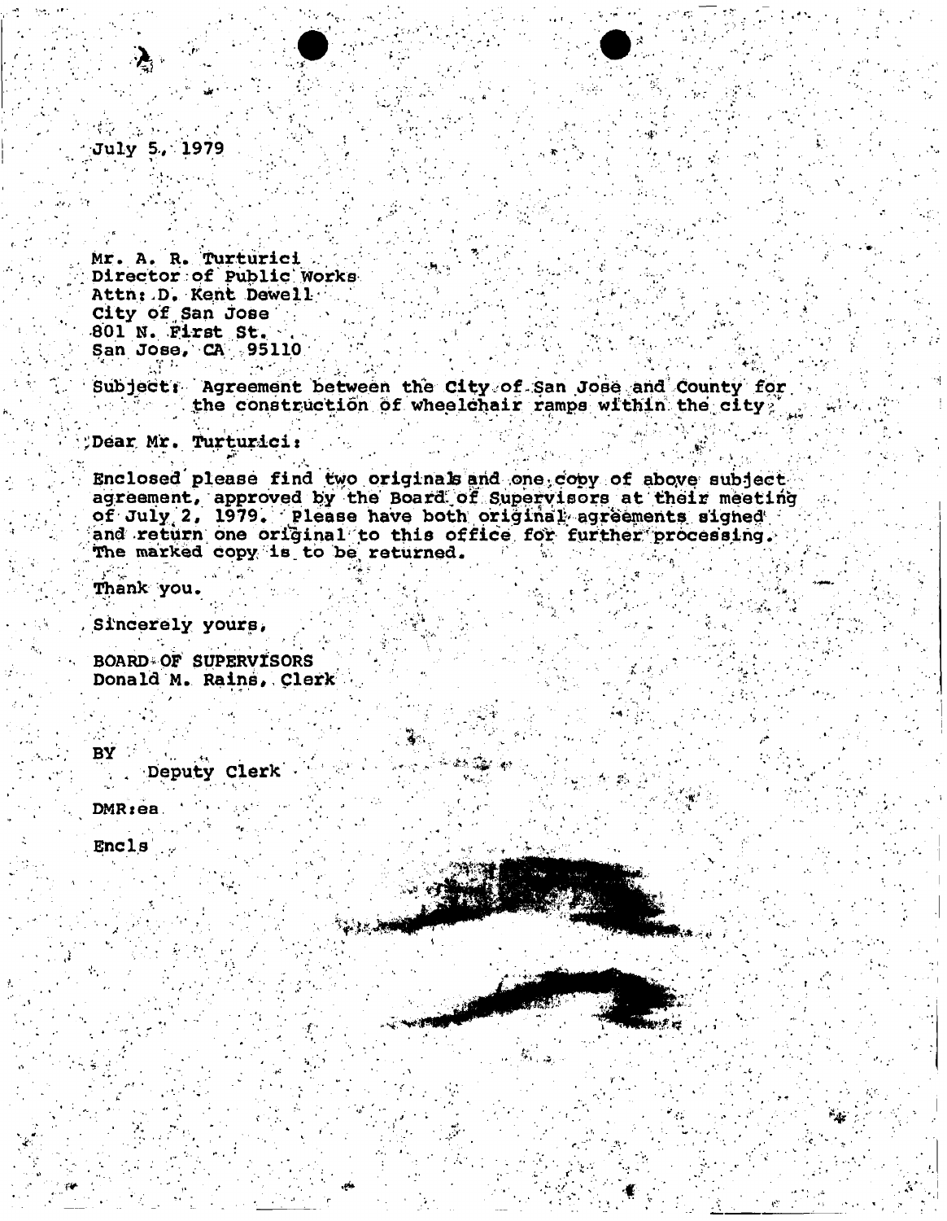July 5, 1979

Mr. A. R. Turturici
Director of Public Works
Attn: D. Kent Dewell
City of San Jose
801 N. First St.
San Jose, CA 95110

Subject: Agreement between the City of San Jose and County for the construction of wheelchair ramps within the city

Dear Mr. Turturici:

Enclosed please find two originals and one copy of above subject agreement, approved by the Board of Supervisors at their meeting of July 2, 1979. Please have both original agreements signed and return one original to this office for further processing. The marked copy is to be returned.

Thank you.

Sincerely yours,

BOARD OF SUPERVISORS
Donald M. Rains, Clerk

BY
Deputy Clerk

DMR:ea

Encls